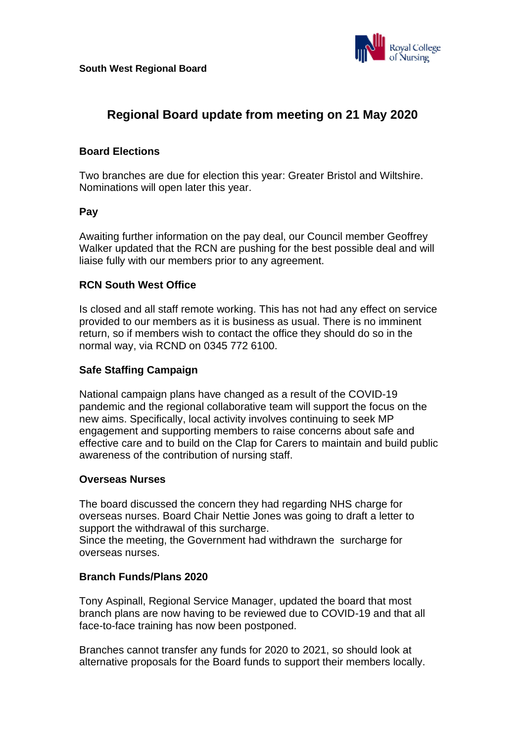**South West Regional Board**

# Regional Board update from meeting on 21 May 2020

## Board Elections

Two branches are due for election this year: Greater Bristol and Wiltshire. Nominations will open later this year.

## Pay

Awaiting further information on the pay deal, our Council member Geoffrey Walker updated that the RCN are pushing for the best possible deal and will liaise fully with our members prior to any agreement.

## RCN South West Office

Is closed and all staff remote working. This has not had any effect on service provided to our members as it is business as usual. There is no imminent return, so if members wish to contact the office they should do so in the normal way, via RCND on 0345 772 6100.

## Safe Staffing Campaign

National campaign plans have changed as a result of the COVID-19 pandemic and the regional collaborative team will support the focus on the new aims. Specifically, local activity involves continuing to seek MP engagement and supporting members to raise concerns about safe and effective care and to build on the Clap for Carers to maintain and build public awareness of the contribution of nursing staff.

## Overseas Nurses

The board discussed the concern they had regarding NHS charge for overseas nurses. Board Chair Nettie Jones was going to draft a letter to support the withdrawal of this surcharge.
Since the meeting, the Government had withdrawn the surcharge for overseas nurses.

## Branch Funds/Plans 2020

Tony Aspinall, Regional Service Manager, updated the board that most branch plans are now having to be reviewed due to COVID-19 and that all face-to-face training has now been postponed.

Branches cannot transfer any funds for 2020 to 2021, so should look at alternative proposals for the Board funds to support their members locally.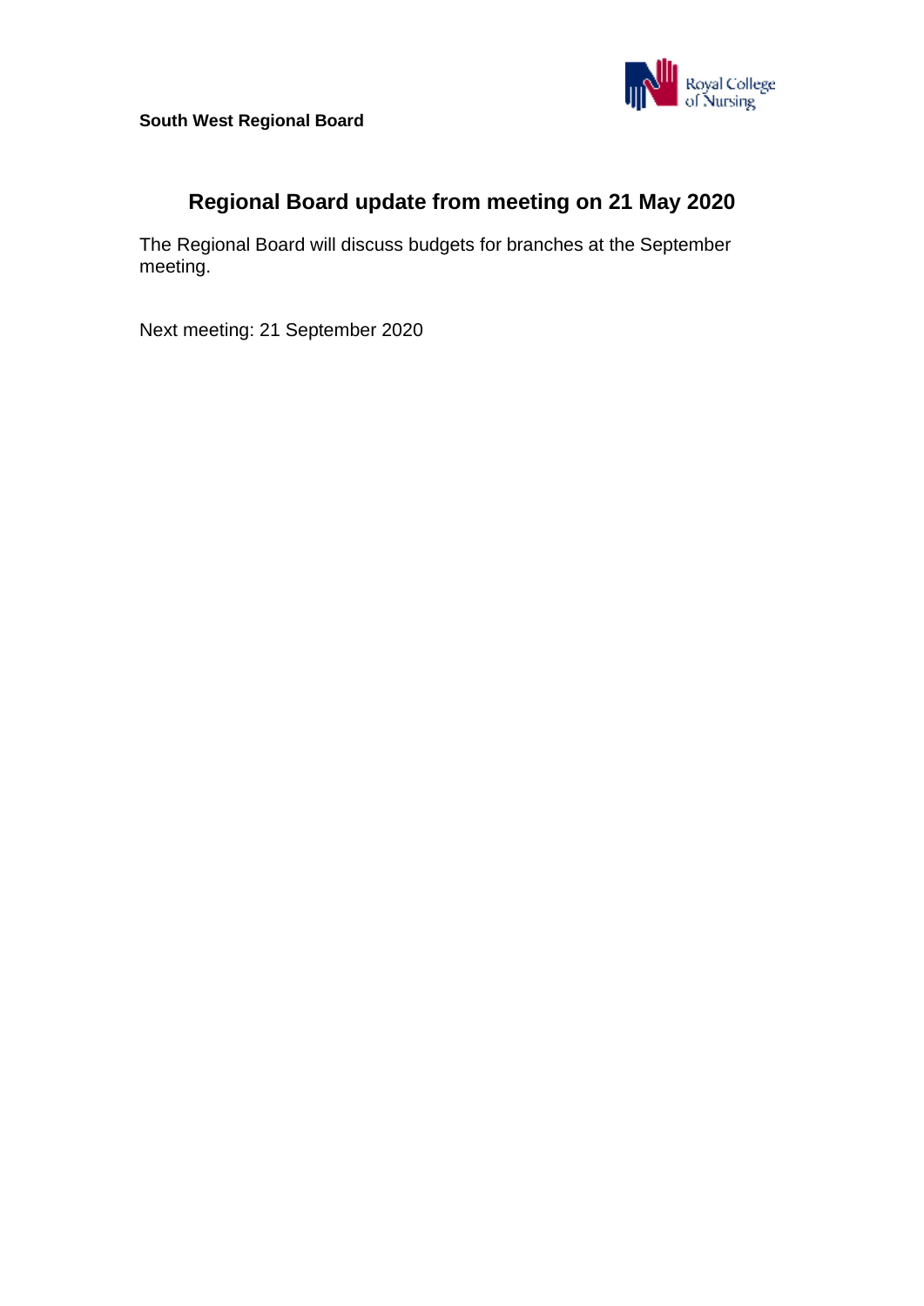**South West Regional Board**

# Regional Board update from meeting on 21 May 2020

The Regional Board will discuss budgets for branches at the September meeting.

Next meeting: 21 September 2020